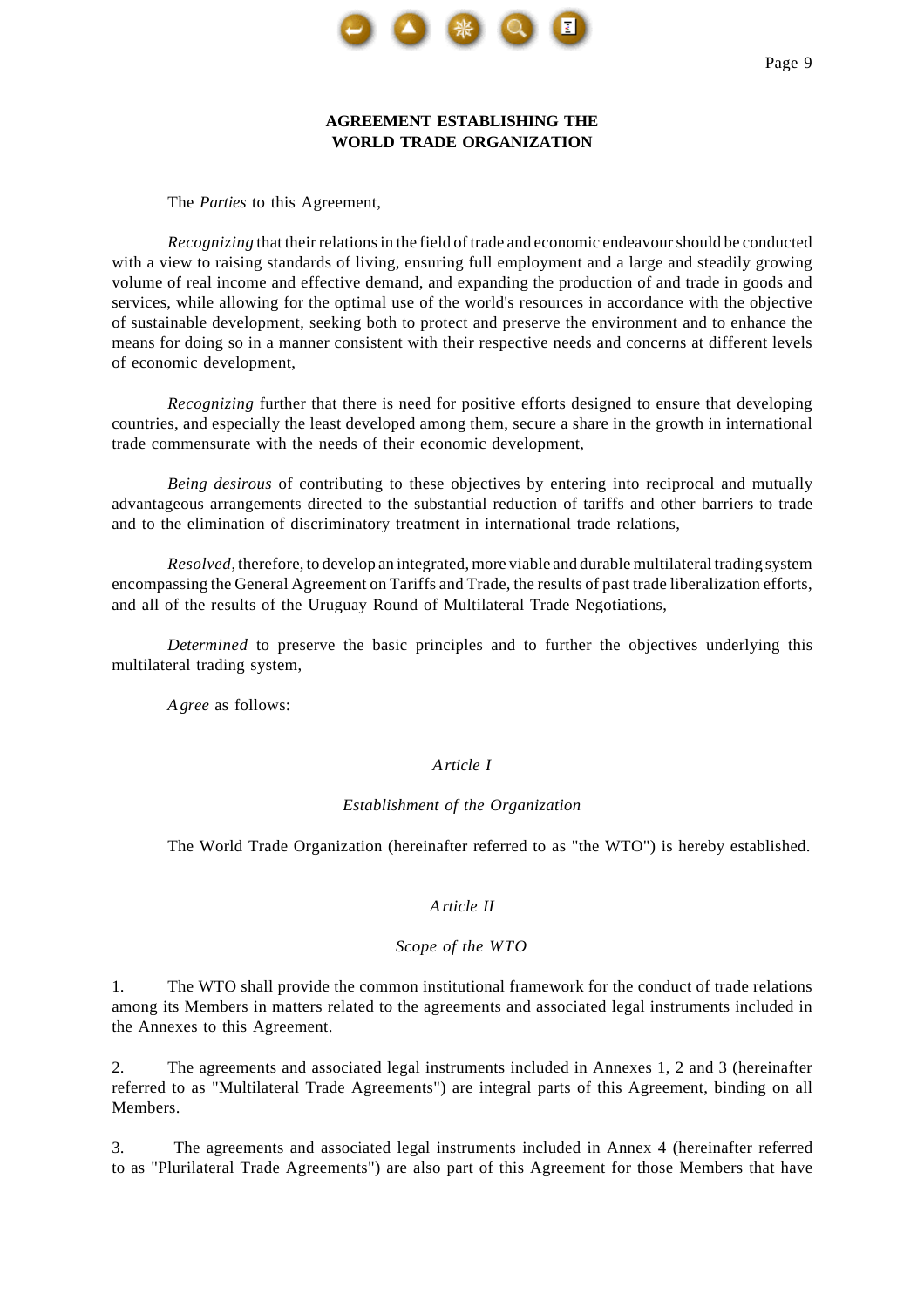# AGREEMENT ESTABLISHING THE WORLD TRADE ORGANIZATION

The *Parties* to this Agreement,

*Recognizing* that their relations in the field of trade and economic endeavour should be conducted with a view to raising standards of living, ensuring full employment and a large and steadily growing volume of real income and effective demand, and expanding the production of and trade in goods and services, while allowing for the optimal use of the world's resources in accordance with the objective of sustainable development, seeking both to protect and preserve the environment and to enhance the means for doing so in a manner consistent with their respective needs and concerns at different levels of economic development,

*Recognizing* further that there is need for positive efforts designed to ensure that developing countries, and especially the least developed among them, secure a share in the growth in international trade commensurate with the needs of their economic development,

*Being desirous* of contributing to these objectives by entering into reciprocal and mutually advantageous arrangements directed to the substantial reduction of tariffs and other barriers to trade and to the elimination of discriminatory treatment in international trade relations,

*Resolved*, therefore, to develop an integrated, more viable and durable multilateral trading system encompassing the General Agreement on Tariffs and Trade, the results of past trade liberalization efforts, and all of the results of the Uruguay Round of Multilateral Trade Negotiations,

*Determined* to preserve the basic principles and to further the objectives underlying this multilateral trading system,

*Agree* as follows:

## *Article I*

### *Establishment of the Organization*

The World Trade Organization (hereinafter referred to as "the WTO") is hereby established.

## *Article II*

### *Scope of the WTO*

1. The WTO shall provide the common institutional framework for the conduct of trade relations among its Members in matters related to the agreements and associated legal instruments included in the Annexes to this Agreement.

2. The agreements and associated legal instruments included in Annexes 1, 2 and 3 (hereinafter referred to as "Multilateral Trade Agreements") are integral parts of this Agreement, binding on all Members.

3. The agreements and associated legal instruments included in Annex 4 (hereinafter referred to as "Plurilateral Trade Agreements") are also part of this Agreement for those Members that have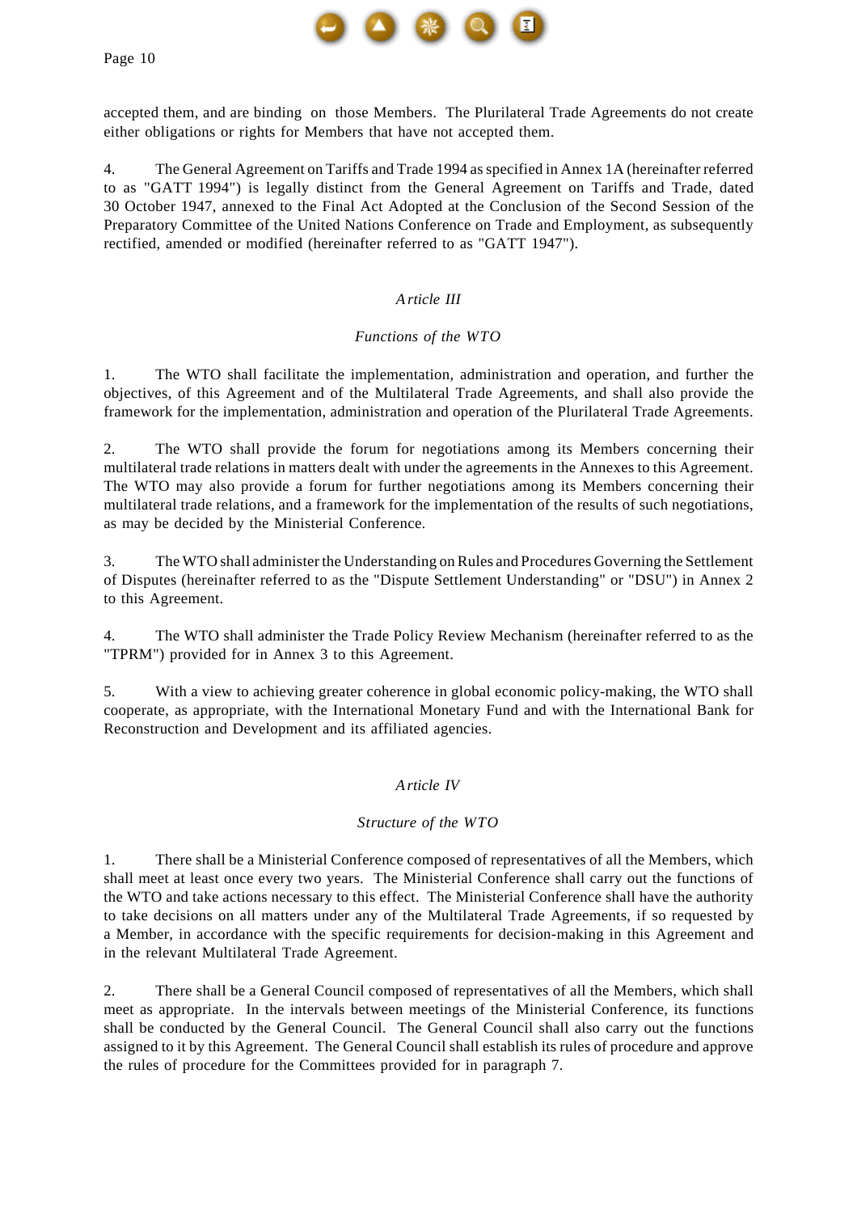accepted them, and are binding on those Members. The Plurilateral Trade Agreements do not create either obligations or rights for Members that have not accepted them.

4. The General Agreement on Tariffs and Trade 1994 as specified in Annex 1A (hereinafter referred to as "GATT 1994") is legally distinct from the General Agreement on Tariffs and Trade, dated 30 October 1947, annexed to the Final Act Adopted at the Conclusion of the Second Session of the Preparatory Committee of the United Nations Conference on Trade and Employment, as subsequently rectified, amended or modified (hereinafter referred to as "GATT 1947").

## *Article III*

### *Functions of the WTO*

1. The WTO shall facilitate the implementation, administration and operation, and further the objectives, of this Agreement and of the Multilateral Trade Agreements, and shall also provide the framework for the implementation, administration and operation of the Plurilateral Trade Agreements.

2. The WTO shall provide the forum for negotiations among its Members concerning their multilateral trade relations in matters dealt with under the agreements in the Annexes to this Agreement. The WTO may also provide a forum for further negotiations among its Members concerning their multilateral trade relations, and a framework for the implementation of the results of such negotiations, as may be decided by the Ministerial Conference.

3. The WTO shall administer the Understanding on Rules and Procedures Governing the Settlement of Disputes (hereinafter referred to as the "Dispute Settlement Understanding" or "DSU") in Annex 2 to this Agreement.

4. The WTO shall administer the Trade Policy Review Mechanism (hereinafter referred to as the "TPRM") provided for in Annex 3 to this Agreement.

5. With a view to achieving greater coherence in global economic policy-making, the WTO shall cooperate, as appropriate, with the International Monetary Fund and with the International Bank for Reconstruction and Development and its affiliated agencies.

## *Article IV*

### *Structure of the WTO*

1. There shall be a Ministerial Conference composed of representatives of all the Members, which shall meet at least once every two years. The Ministerial Conference shall carry out the functions of the WTO and take actions necessary to this effect. The Ministerial Conference shall have the authority to take decisions on all matters under any of the Multilateral Trade Agreements, if so requested by a Member, in accordance with the specific requirements for decision-making in this Agreement and in the relevant Multilateral Trade Agreement.

2. There shall be a General Council composed of representatives of all the Members, which shall meet as appropriate. In the intervals between meetings of the Ministerial Conference, its functions shall be conducted by the General Council. The General Council shall also carry out the functions assigned to it by this Agreement. The General Council shall establish its rules of procedure and approve the rules of procedure for the Committees provided for in paragraph 7.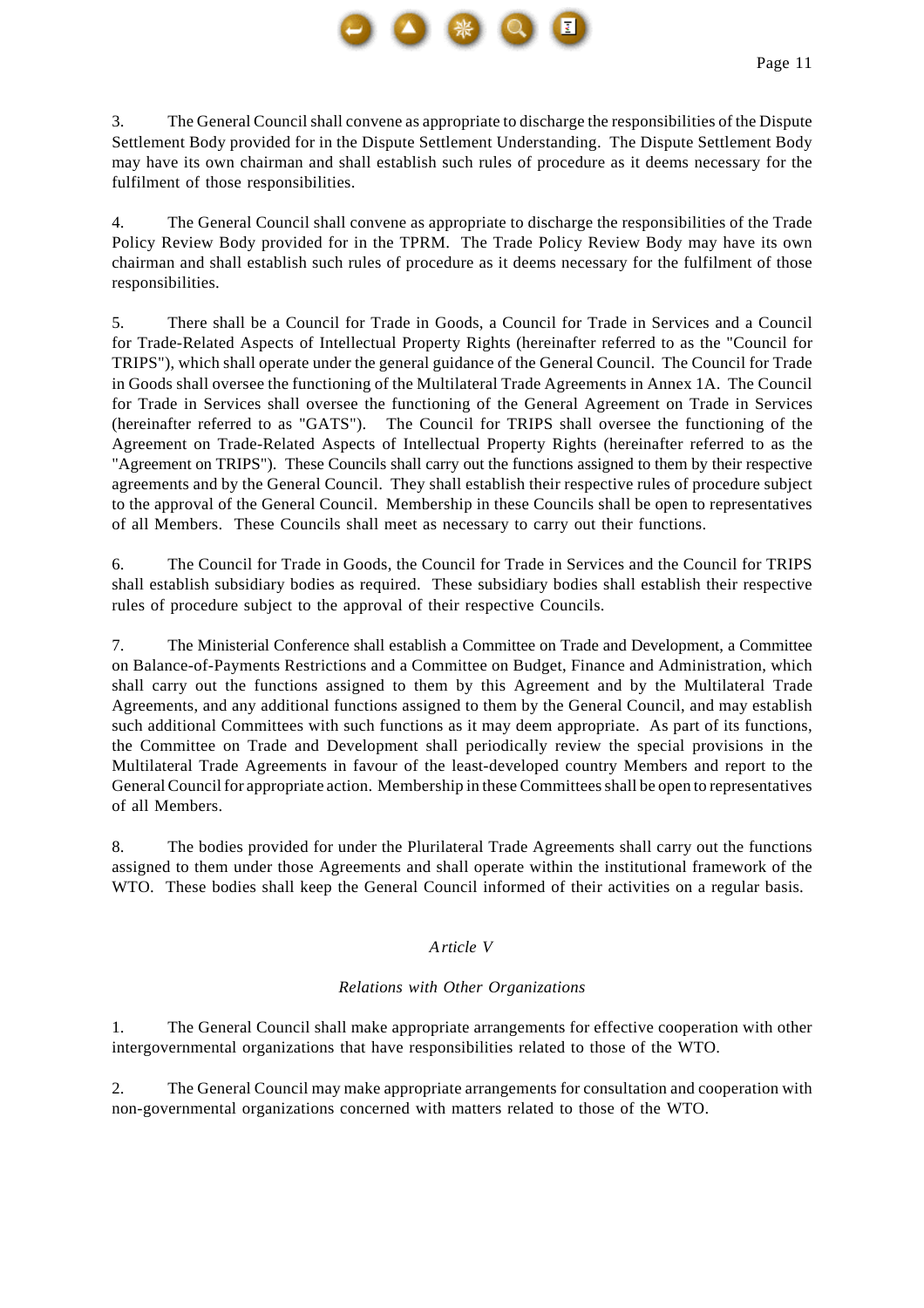3. The General Council shall convene as appropriate to discharge the responsibilities of the Dispute Settlement Body provided for in the Dispute Settlement Understanding. The Dispute Settlement Body may have its own chairman and shall establish such rules of procedure as it deems necessary for the fulfilment of those responsibilities.

4. The General Council shall convene as appropriate to discharge the responsibilities of the Trade Policy Review Body provided for in the TPRM. The Trade Policy Review Body may have its own chairman and shall establish such rules of procedure as it deems necessary for the fulfilment of those responsibilities.

5. There shall be a Council for Trade in Goods, a Council for Trade in Services and a Council for Trade-Related Aspects of Intellectual Property Rights (hereinafter referred to as the "Council for TRIPS"), which shall operate under the general guidance of the General Council. The Council for Trade in Goods shall oversee the functioning of the Multilateral Trade Agreements in Annex 1A. The Council for Trade in Services shall oversee the functioning of the General Agreement on Trade in Services (hereinafter referred to as "GATS"). The Council for TRIPS shall oversee the functioning of the Agreement on Trade-Related Aspects of Intellectual Property Rights (hereinafter referred to as the "Agreement on TRIPS"). These Councils shall carry out the functions assigned to them by their respective agreements and by the General Council. They shall establish their respective rules of procedure subject to the approval of the General Council. Membership in these Councils shall be open to representatives of all Members. These Councils shall meet as necessary to carry out their functions.

6. The Council for Trade in Goods, the Council for Trade in Services and the Council for TRIPS shall establish subsidiary bodies as required. These subsidiary bodies shall establish their respective rules of procedure subject to the approval of their respective Councils.

7. The Ministerial Conference shall establish a Committee on Trade and Development, a Committee on Balance-of-Payments Restrictions and a Committee on Budget, Finance and Administration, which shall carry out the functions assigned to them by this Agreement and by the Multilateral Trade Agreements, and any additional functions assigned to them by the General Council, and may establish such additional Committees with such functions as it may deem appropriate. As part of its functions, the Committee on Trade and Development shall periodically review the special provisions in the Multilateral Trade Agreements in favour of the least-developed country Members and report to the General Council for appropriate action. Membership in these Committees shall be open to representatives of all Members.

8. The bodies provided for under the Plurilateral Trade Agreements shall carry out the functions assigned to them under those Agreements and shall operate within the institutional framework of the WTO. These bodies shall keep the General Council informed of their activities on a regular basis.

## *Article V*

### *Relations with Other Organizations*

1. The General Council shall make appropriate arrangements for effective cooperation with other intergovernmental organizations that have responsibilities related to those of the WTO.

2. The General Council may make appropriate arrangements for consultation and cooperation with non-governmental organizations concerned with matters related to those of the WTO.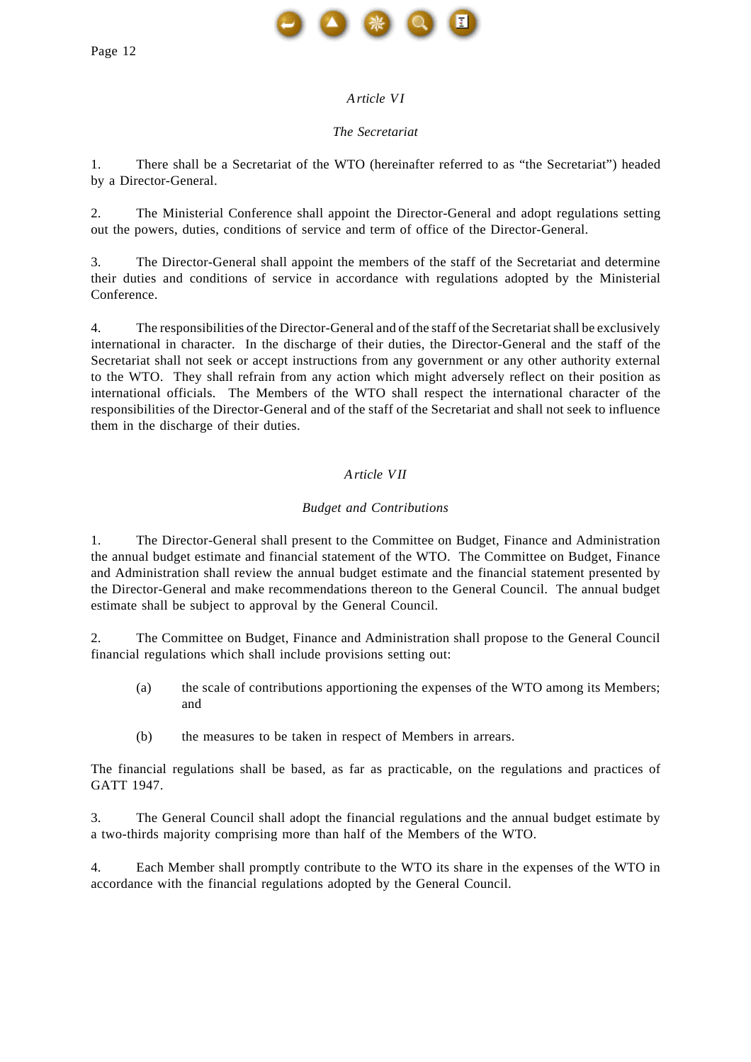## *Article VI*

### *The Secretariat*

1. There shall be a Secretariat of the WTO (hereinafter referred to as "the Secretariat") headed by a Director-General.

2. The Ministerial Conference shall appoint the Director-General and adopt regulations setting out the powers, duties, conditions of service and term of office of the Director-General.

3. The Director-General shall appoint the members of the staff of the Secretariat and determine their duties and conditions of service in accordance with regulations adopted by the Ministerial Conference.

4. The responsibilities of the Director-General and of the staff of the Secretariat shall be exclusively international in character. In the discharge of their duties, the Director-General and the staff of the Secretariat shall not seek or accept instructions from any government or any other authority external to the WTO. They shall refrain from any action which might adversely reflect on their position as international officials. The Members of the WTO shall respect the international character of the responsibilities of the Director-General and of the staff of the Secretariat and shall not seek to influence them in the discharge of their duties.

## *Article VII*

### *Budget and Contributions*

1. The Director-General shall present to the Committee on Budget, Finance and Administration the annual budget estimate and financial statement of the WTO. The Committee on Budget, Finance and Administration shall review the annual budget estimate and the financial statement presented by the Director-General and make recommendations thereon to the General Council. The annual budget estimate shall be subject to approval by the General Council.

2. The Committee on Budget, Finance and Administration shall propose to the General Council financial regulations which shall include provisions setting out:

(a) the scale of contributions apportioning the expenses of the WTO among its Members; and

(b) the measures to be taken in respect of Members in arrears.

The financial regulations shall be based, as far as practicable, on the regulations and practices of GATT 1947.

3. The General Council shall adopt the financial regulations and the annual budget estimate by a two-thirds majority comprising more than half of the Members of the WTO.

4. Each Member shall promptly contribute to the WTO its share in the expenses of the WTO in accordance with the financial regulations adopted by the General Council.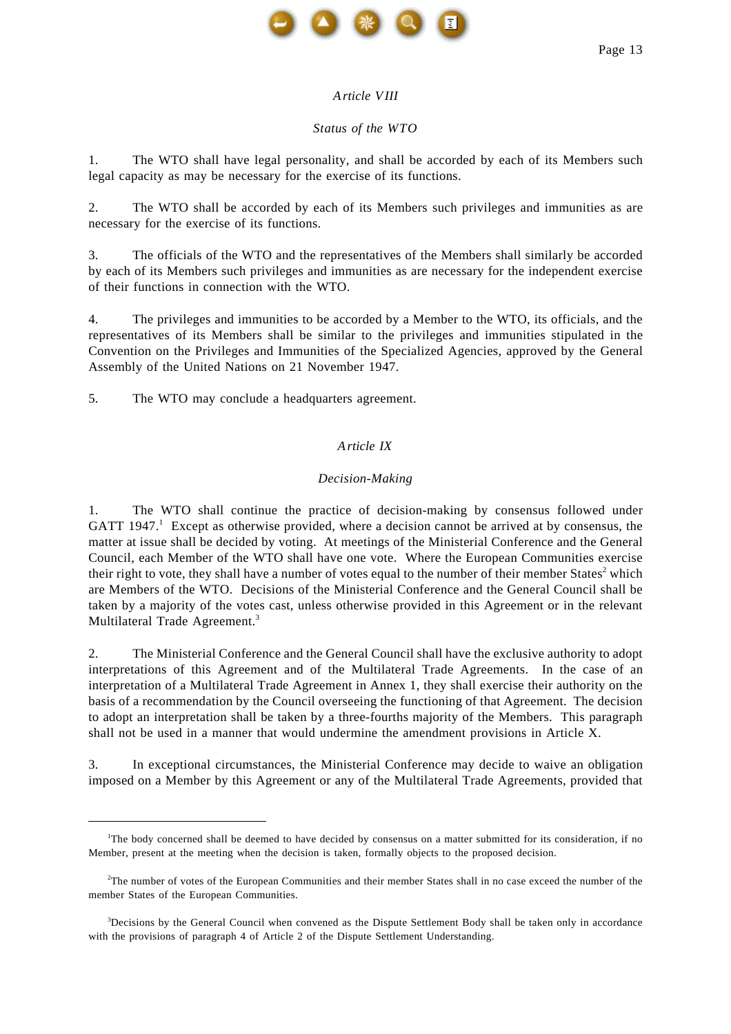*Article VIII*

*Status of the WTO*

1. The WTO shall have legal personality, and shall be accorded by each of its Members such legal capacity as may be necessary for the exercise of its functions.

2. The WTO shall be accorded by each of its Members such privileges and immunities as are necessary for the exercise of its functions.

3. The officials of the WTO and the representatives of the Members shall similarly be accorded by each of its Members such privileges and immunities as are necessary for the independent exercise of their functions in connection with the WTO.

4. The privileges and immunities to be accorded by a Member to the WTO, its officials, and the representatives of its Members shall be similar to the privileges and immunities stipulated in the Convention on the Privileges and Immunities of the Specialized Agencies, approved by the General Assembly of the United Nations on 21 November 1947.

5. The WTO may conclude a headquarters agreement.

*Article IX*

*Decision-Making*

1. The WTO shall continue the practice of decision-making by consensus followed under GATT 1947.[1] Except as otherwise provided, where a decision cannot be arrived at by consensus, the matter at issue shall be decided by voting. At meetings of the Ministerial Conference and the General Council, each Member of the WTO shall have one vote. Where the European Communities exercise their right to vote, they shall have a number of votes equal to the number of their member States[2] which are Members of the WTO. Decisions of the Ministerial Conference and the General Council shall be taken by a majority of the votes cast, unless otherwise provided in this Agreement or in the relevant Multilateral Trade Agreement.[3]

2. The Ministerial Conference and the General Council shall have the exclusive authority to adopt interpretations of this Agreement and of the Multilateral Trade Agreements. In the case of an interpretation of a Multilateral Trade Agreement in Annex 1, they shall exercise their authority on the basis of a recommendation by the Council overseeing the functioning of that Agreement. The decision to adopt an interpretation shall be taken by a three-fourths majority of the Members. This paragraph shall not be used in a manner that would undermine the amendment provisions in Article X.

3. In exceptional circumstances, the Ministerial Conference may decide to waive an obligation imposed on a Member by this Agreement or any of the Multilateral Trade Agreements, provided that

---

[1]The body concerned shall be deemed to have decided by consensus on a matter submitted for its consideration, if no Member, present at the meeting when the decision is taken, formally objects to the proposed decision.

[2]The number of votes of the European Communities and their member States shall in no case exceed the number of the member States of the European Communities.

[3]Decisions by the General Council when convened as the Dispute Settlement Body shall be taken only in accordance with the provisions of paragraph 4 of Article 2 of the Dispute Settlement Understanding.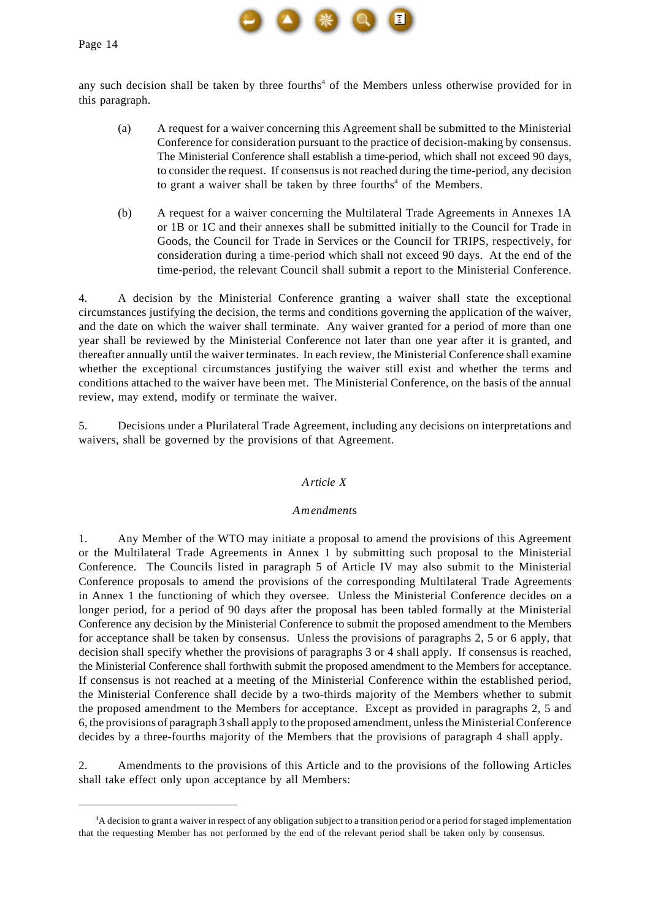any such decision shall be taken by three fourths[4] of the Members unless otherwise provided for in this paragraph.

(a) A request for a waiver concerning this Agreement shall be submitted to the Ministerial Conference for consideration pursuant to the practice of decision-making by consensus. The Ministerial Conference shall establish a time-period, which shall not exceed 90 days, to consider the request. If consensus is not reached during the time-period, any decision to grant a waiver shall be taken by three fourths[4] of the Members.

(b) A request for a waiver concerning the Multilateral Trade Agreements in Annexes 1A or 1B or 1C and their annexes shall be submitted initially to the Council for Trade in Goods, the Council for Trade in Services or the Council for TRIPS, respectively, for consideration during a time-period which shall not exceed 90 days. At the end of the time-period, the relevant Council shall submit a report to the Ministerial Conference.

4. A decision by the Ministerial Conference granting a waiver shall state the exceptional circumstances justifying the decision, the terms and conditions governing the application of the waiver, and the date on which the waiver shall terminate. Any waiver granted for a period of more than one year shall be reviewed by the Ministerial Conference not later than one year after it is granted, and thereafter annually until the waiver terminates. In each review, the Ministerial Conference shall examine whether the exceptional circumstances justifying the waiver still exist and whether the terms and conditions attached to the waiver have been met. The Ministerial Conference, on the basis of the annual review, may extend, modify or terminate the waiver.

5. Decisions under a Plurilateral Trade Agreement, including any decisions on interpretations and waivers, shall be governed by the provisions of that Agreement.

## *Article X*

### *Amendments*

1. Any Member of the WTO may initiate a proposal to amend the provisions of this Agreement or the Multilateral Trade Agreements in Annex 1 by submitting such proposal to the Ministerial Conference. The Councils listed in paragraph 5 of Article IV may also submit to the Ministerial Conference proposals to amend the provisions of the corresponding Multilateral Trade Agreements in Annex 1 the functioning of which they oversee. Unless the Ministerial Conference decides on a longer period, for a period of 90 days after the proposal has been tabled formally at the Ministerial Conference any decision by the Ministerial Conference to submit the proposed amendment to the Members for acceptance shall be taken by consensus. Unless the provisions of paragraphs 2, 5 or 6 apply, that decision shall specify whether the provisions of paragraphs 3 or 4 shall apply. If consensus is reached, the Ministerial Conference shall forthwith submit the proposed amendment to the Members for acceptance. If consensus is not reached at a meeting of the Ministerial Conference within the established period, the Ministerial Conference shall decide by a two-thirds majority of the Members whether to submit the proposed amendment to the Members for acceptance. Except as provided in paragraphs 2, 5 and 6, the provisions of paragraph 3 shall apply to the proposed amendment, unless the Ministerial Conference decides by a three-fourths majority of the Members that the provisions of paragraph 4 shall apply.

2. Amendments to the provisions of this Article and to the provisions of the following Articles shall take effect only upon acceptance by all Members:

---

[4]A decision to grant a waiver in respect of any obligation subject to a transition period or a period for staged implementation that the requesting Member has not performed by the end of the relevant period shall be taken only by consensus.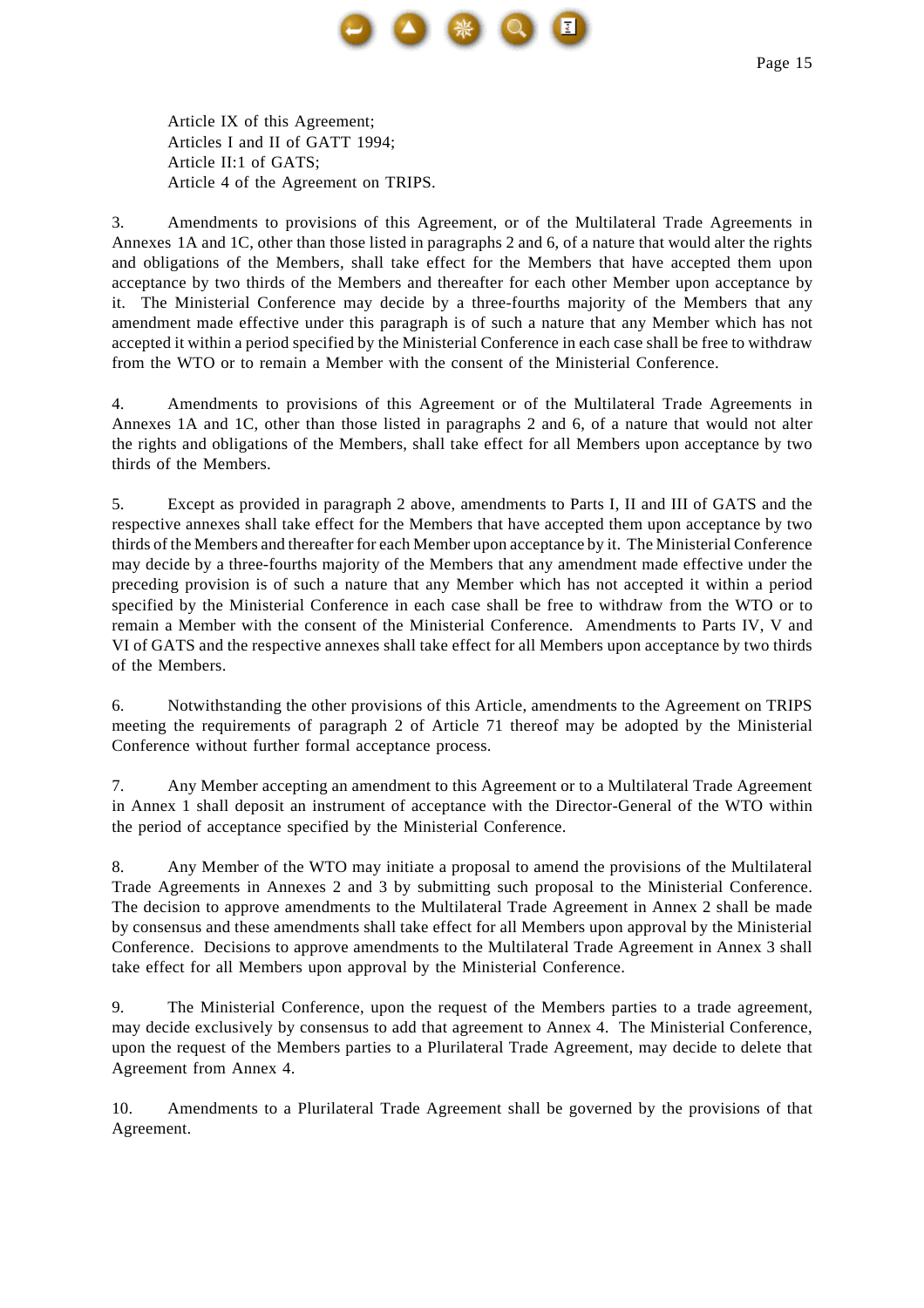Article IX of this Agreement;
Articles I and II of GATT 1994;
Article II:1 of GATS;
Article 4 of the Agreement on TRIPS.

3. Amendments to provisions of this Agreement, or of the Multilateral Trade Agreements in Annexes 1A and 1C, other than those listed in paragraphs 2 and 6, of a nature that would alter the rights and obligations of the Members, shall take effect for the Members that have accepted them upon acceptance by two thirds of the Members and thereafter for each other Member upon acceptance by it. The Ministerial Conference may decide by a three-fourths majority of the Members that any amendment made effective under this paragraph is of such a nature that any Member which has not accepted it within a period specified by the Ministerial Conference in each case shall be free to withdraw from the WTO or to remain a Member with the consent of the Ministerial Conference.

4. Amendments to provisions of this Agreement or of the Multilateral Trade Agreements in Annexes 1A and 1C, other than those listed in paragraphs 2 and 6, of a nature that would not alter the rights and obligations of the Members, shall take effect for all Members upon acceptance by two thirds of the Members.

5. Except as provided in paragraph 2 above, amendments to Parts I, II and III of GATS and the respective annexes shall take effect for the Members that have accepted them upon acceptance by two thirds of the Members and thereafter for each Member upon acceptance by it. The Ministerial Conference may decide by a three-fourths majority of the Members that any amendment made effective under the preceding provision is of such a nature that any Member which has not accepted it within a period specified by the Ministerial Conference in each case shall be free to withdraw from the WTO or to remain a Member with the consent of the Ministerial Conference. Amendments to Parts IV, V and VI of GATS and the respective annexes shall take effect for all Members upon acceptance by two thirds of the Members.

6. Notwithstanding the other provisions of this Article, amendments to the Agreement on TRIPS meeting the requirements of paragraph 2 of Article 71 thereof may be adopted by the Ministerial Conference without further formal acceptance process.

7. Any Member accepting an amendment to this Agreement or to a Multilateral Trade Agreement in Annex 1 shall deposit an instrument of acceptance with the Director-General of the WTO within the period of acceptance specified by the Ministerial Conference.

8. Any Member of the WTO may initiate a proposal to amend the provisions of the Multilateral Trade Agreements in Annexes 2 and 3 by submitting such proposal to the Ministerial Conference. The decision to approve amendments to the Multilateral Trade Agreement in Annex 2 shall be made by consensus and these amendments shall take effect for all Members upon approval by the Ministerial Conference. Decisions to approve amendments to the Multilateral Trade Agreement in Annex 3 shall take effect for all Members upon approval by the Ministerial Conference.

9. The Ministerial Conference, upon the request of the Members parties to a trade agreement, may decide exclusively by consensus to add that agreement to Annex 4. The Ministerial Conference, upon the request of the Members parties to a Plurilateral Trade Agreement, may decide to delete that Agreement from Annex 4.

10. Amendments to a Plurilateral Trade Agreement shall be governed by the provisions of that Agreement.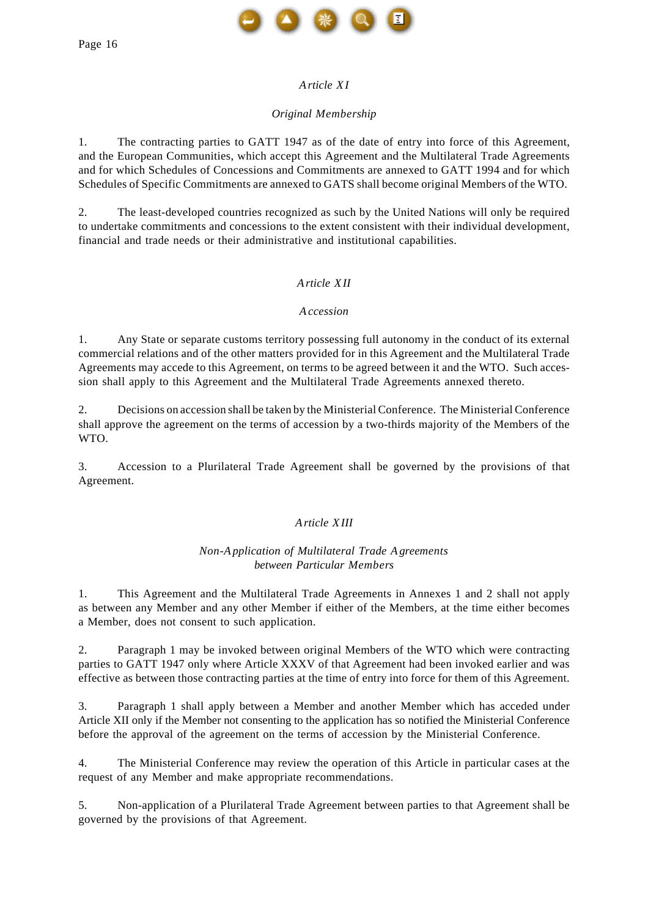## *Article XI*

### *Original Membership*

1. The contracting parties to GATT 1947 as of the date of entry into force of this Agreement, and the European Communities, which accept this Agreement and the Multilateral Trade Agreements and for which Schedules of Concessions and Commitments are annexed to GATT 1994 and for which Schedules of Specific Commitments are annexed to GATS shall become original Members of the WTO.

2. The least-developed countries recognized as such by the United Nations will only be required to undertake commitments and concessions to the extent consistent with their individual development, financial and trade needs or their administrative and institutional capabilities.

## *Article XII*

### *Accession*

1. Any State or separate customs territory possessing full autonomy in the conduct of its external commercial relations and of the other matters provided for in this Agreement and the Multilateral Trade Agreements may accede to this Agreement, on terms to be agreed between it and the WTO. Such accession shall apply to this Agreement and the Multilateral Trade Agreements annexed thereto.

2. Decisions on accession shall be taken by the Ministerial Conference. The Ministerial Conference shall approve the agreement on the terms of accession by a two-thirds majority of the Members of the WTO.

3. Accession to a Plurilateral Trade Agreement shall be governed by the provisions of that Agreement.

## *Article XIII*

### *Non-Application of Multilateral Trade Agreements between Particular Members*

1. This Agreement and the Multilateral Trade Agreements in Annexes 1 and 2 shall not apply as between any Member and any other Member if either of the Members, at the time either becomes a Member, does not consent to such application.

2. Paragraph 1 may be invoked between original Members of the WTO which were contracting parties to GATT 1947 only where Article XXXV of that Agreement had been invoked earlier and was effective as between those contracting parties at the time of entry into force for them of this Agreement.

3. Paragraph 1 shall apply between a Member and another Member which has acceded under Article XII only if the Member not consenting to the application has so notified the Ministerial Conference before the approval of the agreement on the terms of accession by the Ministerial Conference.

4. The Ministerial Conference may review the operation of this Article in particular cases at the request of any Member and make appropriate recommendations.

5. Non-application of a Plurilateral Trade Agreement between parties to that Agreement shall be governed by the provisions of that Agreement.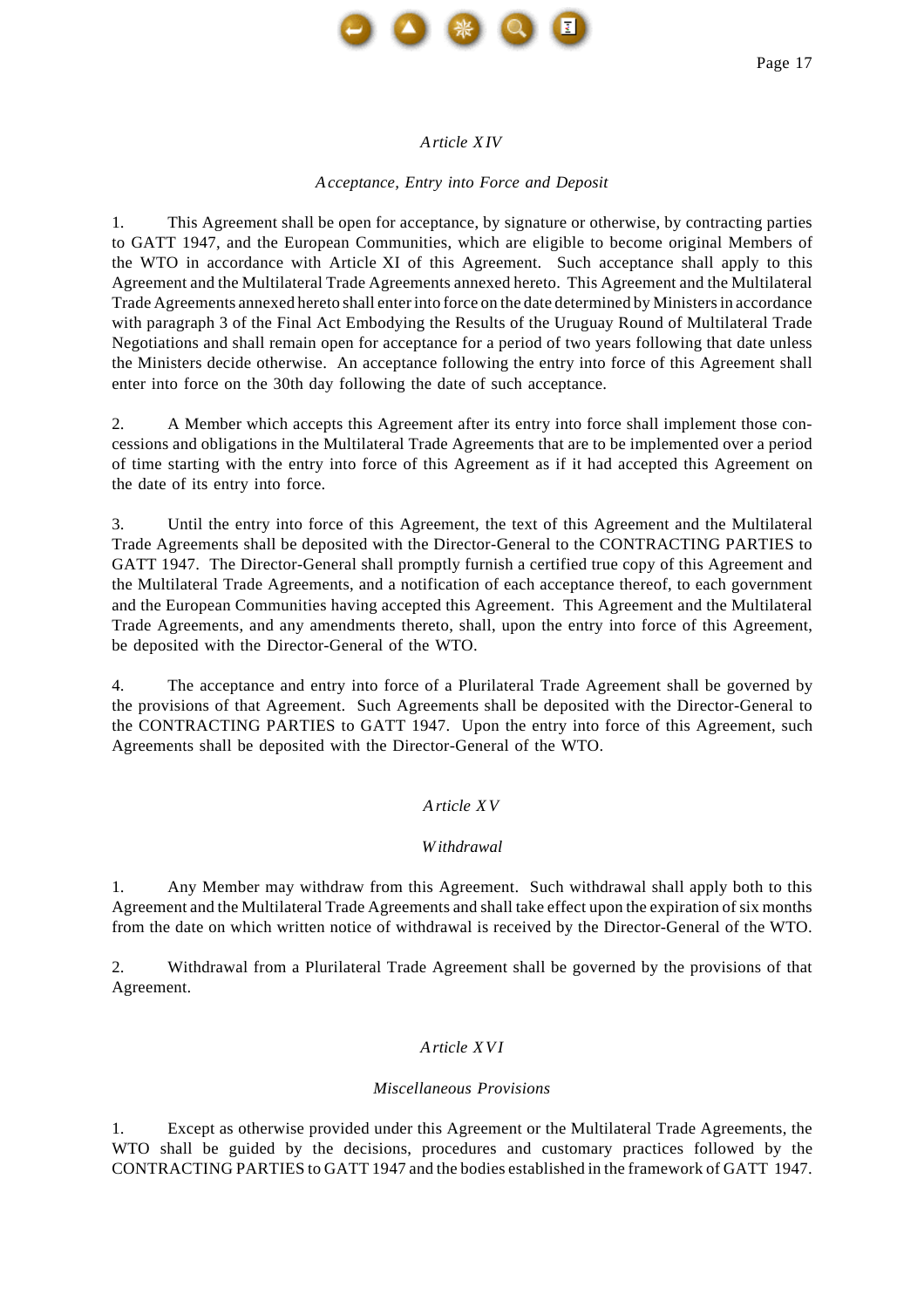## *Article XIV*

### *Acceptance, Entry into Force and Deposit*

1. This Agreement shall be open for acceptance, by signature or otherwise, by contracting parties to GATT 1947, and the European Communities, which are eligible to become original Members of the WTO in accordance with Article XI of this Agreement. Such acceptance shall apply to this Agreement and the Multilateral Trade Agreements annexed hereto. This Agreement and the Multilateral Trade Agreements annexed hereto shall enter into force on the date determined by Ministers in accordance with paragraph 3 of the Final Act Embodying the Results of the Uruguay Round of Multilateral Trade Negotiations and shall remain open for acceptance for a period of two years following that date unless the Ministers decide otherwise. An acceptance following the entry into force of this Agreement shall enter into force on the 30th day following the date of such acceptance.

2. A Member which accepts this Agreement after its entry into force shall implement those concessions and obligations in the Multilateral Trade Agreements that are to be implemented over a period of time starting with the entry into force of this Agreement as if it had accepted this Agreement on the date of its entry into force.

3. Until the entry into force of this Agreement, the text of this Agreement and the Multilateral Trade Agreements shall be deposited with the Director-General to the CONTRACTING PARTIES to GATT 1947. The Director-General shall promptly furnish a certified true copy of this Agreement and the Multilateral Trade Agreements, and a notification of each acceptance thereof, to each government and the European Communities having accepted this Agreement. This Agreement and the Multilateral Trade Agreements, and any amendments thereto, shall, upon the entry into force of this Agreement, be deposited with the Director-General of the WTO.

4. The acceptance and entry into force of a Plurilateral Trade Agreement shall be governed by the provisions of that Agreement. Such Agreements shall be deposited with the Director-General to the CONTRACTING PARTIES to GATT 1947. Upon the entry into force of this Agreement, such Agreements shall be deposited with the Director-General of the WTO.

## *Article XV*

### *Withdrawal*

1. Any Member may withdraw from this Agreement. Such withdrawal shall apply both to this Agreement and the Multilateral Trade Agreements and shall take effect upon the expiration of six months from the date on which written notice of withdrawal is received by the Director-General of the WTO.

2. Withdrawal from a Plurilateral Trade Agreement shall be governed by the provisions of that Agreement.

## *Article XVI*

### *Miscellaneous Provisions*

1. Except as otherwise provided under this Agreement or the Multilateral Trade Agreements, the WTO shall be guided by the decisions, procedures and customary practices followed by the CONTRACTING PARTIES to GATT 1947 and the bodies established in the framework of GATT 1947.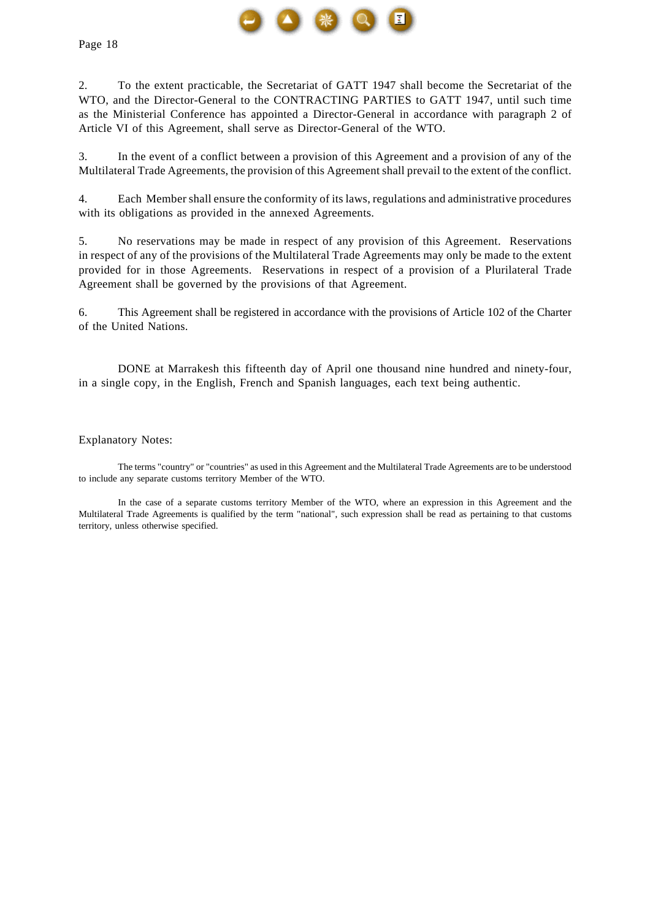2. To the extent practicable, the Secretariat of GATT 1947 shall become the Secretariat of the WTO, and the Director-General to the CONTRACTING PARTIES to GATT 1947, until such time as the Ministerial Conference has appointed a Director-General in accordance with paragraph 2 of Article VI of this Agreement, shall serve as Director-General of the WTO.

3. In the event of a conflict between a provision of this Agreement and a provision of any of the Multilateral Trade Agreements, the provision of this Agreement shall prevail to the extent of the conflict.

4. Each Member shall ensure the conformity of its laws, regulations and administrative procedures with its obligations as provided in the annexed Agreements.

5. No reservations may be made in respect of any provision of this Agreement. Reservations in respect of any of the provisions of the Multilateral Trade Agreements may only be made to the extent provided for in those Agreements. Reservations in respect of a provision of a Plurilateral Trade Agreement shall be governed by the provisions of that Agreement.

6. This Agreement shall be registered in accordance with the provisions of Article 102 of the Charter of the United Nations.

DONE at Marrakesh this fifteenth day of April one thousand nine hundred and ninety-four, in a single copy, in the English, French and Spanish languages, each text being authentic.

Explanatory Notes:

The terms "country" or "countries" as used in this Agreement and the Multilateral Trade Agreements are to be understood to include any separate customs territory Member of the WTO.

In the case of a separate customs territory Member of the WTO, where an expression in this Agreement and the Multilateral Trade Agreements is qualified by the term "national", such expression shall be read as pertaining to that customs territory, unless otherwise specified.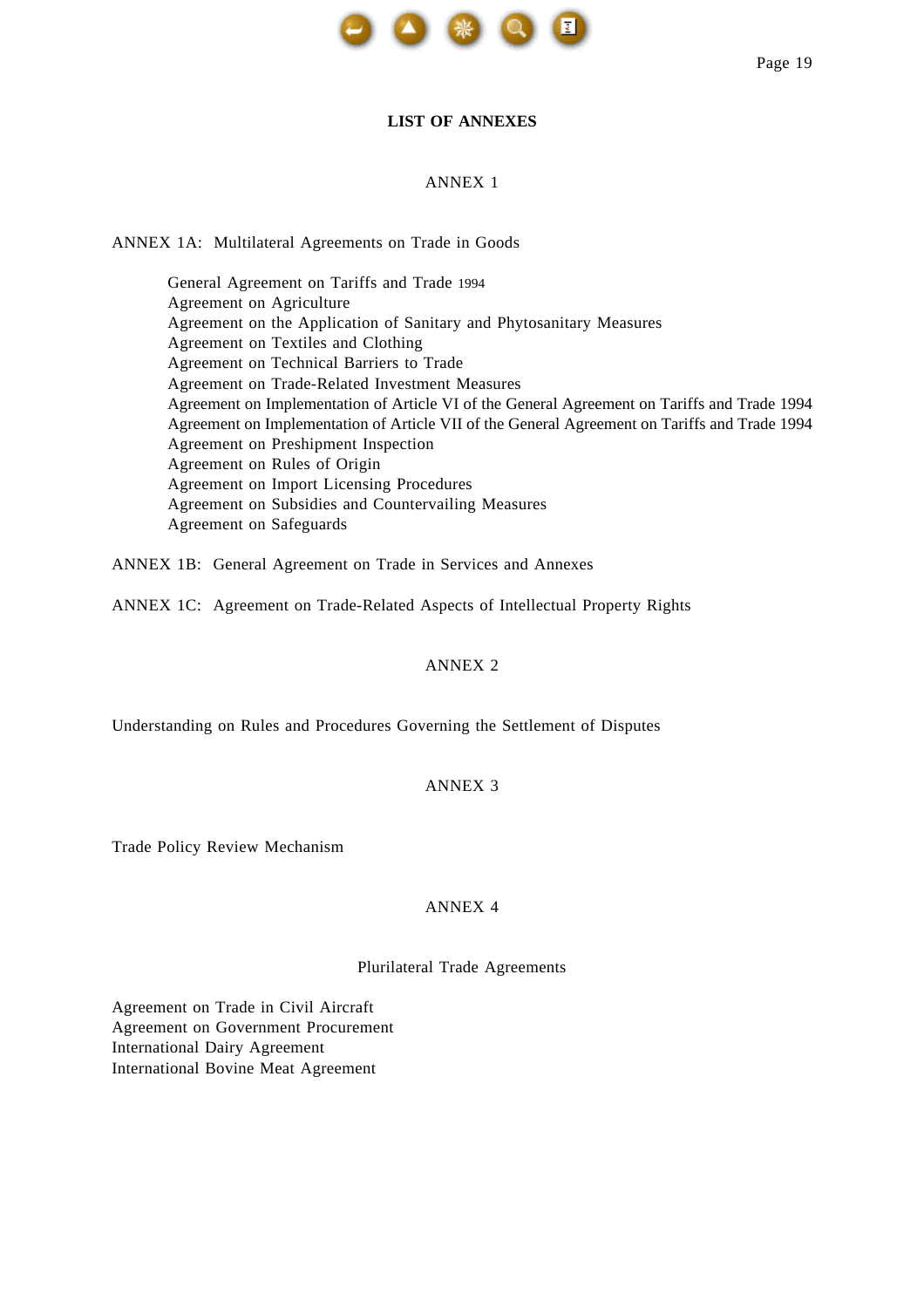# LIST OF ANNEXES

## ANNEX 1

ANNEX 1A: Multilateral Agreements on Trade in Goods

- General Agreement on Tariffs and Trade 1994
- Agreement on Agriculture
- Agreement on the Application of Sanitary and Phytosanitary Measures
- Agreement on Textiles and Clothing
- Agreement on Technical Barriers to Trade
- Agreement on Trade-Related Investment Measures
- Agreement on Implementation of Article VI of the General Agreement on Tariffs and Trade 1994
- Agreement on Implementation of Article VII of the General Agreement on Tariffs and Trade 1994
- Agreement on Preshipment Inspection
- Agreement on Rules of Origin
- Agreement on Import Licensing Procedures
- Agreement on Subsidies and Countervailing Measures
- Agreement on Safeguards

ANNEX 1B: General Agreement on Trade in Services and Annexes

ANNEX 1C: Agreement on Trade-Related Aspects of Intellectual Property Rights

## ANNEX 2

Understanding on Rules and Procedures Governing the Settlement of Disputes

## ANNEX 3

Trade Policy Review Mechanism

## ANNEX 4

Plurilateral Trade Agreements

Agreement on Trade in Civil Aircraft
Agreement on Government Procurement
International Dairy Agreement
International Bovine Meat Agreement